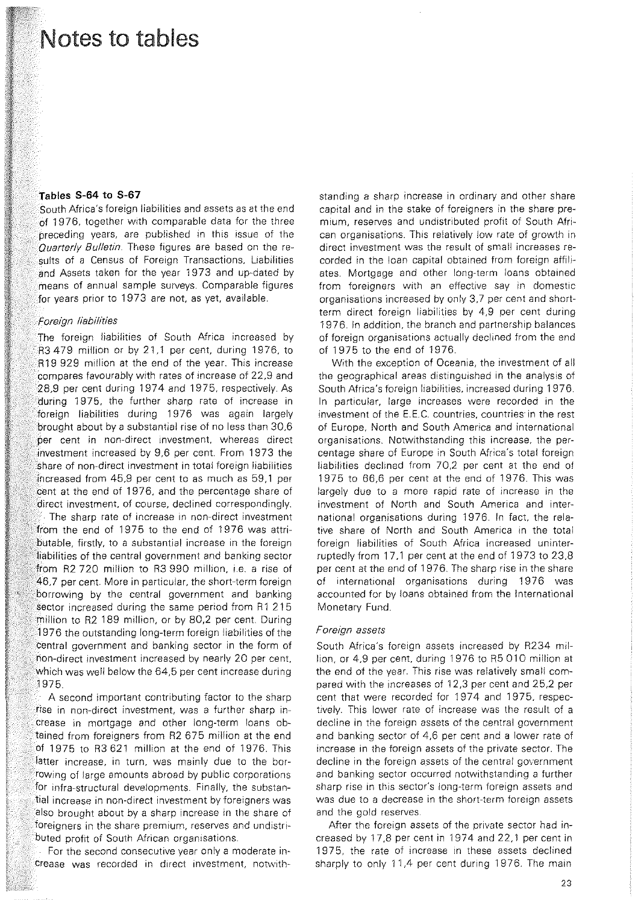# Notes to tables

### Tables S-64 to S-67

South Africa's foreign liabilities and assets as at the end of 1976, together with comparable data for the three preceding years, are published in this issue of the *Quarterly Bulletin*. These figures are based on the results of a Census of Foreign Transactions, Liabilities and Assets taken for the year 1973 and up-dated by means of annual sample surveys. Comparable figures for years prior to 1973 are not, as yet, available.

*Foreign liabilities*

The foreign liabilities of South Africa increased by R3 479 million or by 21,1 per cent, during 1976, to R19 929 million at the end of the year. This increase compares favourably with rates of increase of 22,9 and 28,9 per cent during 1974 and 1975, respectively. As during 1975, the further sharp rate of increase in foreign liabilities during 1976 was again largely brought about by a substantial rise of no less than 30,6 per cent in non-direct investment, whereas direct investment increased by 9,6 per cent. From 1973 the share of non-direct investment in total foreign liabilities increased from 45,9 per cent to as much as 59,1 per cent at the end of 1976, and the percentage share of direct investment, of course, declined correspondingly.

The sharp rate of increase in non-direct investment from the end of 1975 to the end of 1976 was attributable, firstly, to a substantial increase in the foreign liabilities of the central government and banking sector from R2 720 million to R3 990 million, i.e. a rise of 46,7 per cent. More in particular, the short-term foreign borrowing by the central government and banking sector increased during the same period from R1 215 million to R2 189 million, or by 80,2 per cent. During 1976 the outstanding long-term foreign liabilities of the central government and banking sector in the form of non-direct investment increased by nearly 20 per cent, which was well below the 64,5 per cent increase during 1975.

A second important contributing factor to the sharp rise in non-direct investment, was a further sharp increase in mortgage and other long-term loans obtained from foreigners from R2 675 million at the end of 1975 to R3 621 million at the end of 1976. This latter increase, in turn, was mainly due to the borrowing of large amounts abroad by public corporations for infra-structural developments. Finally, the substantial increase in non-direct investment by foreigners was also brought about by a sharp increase in the share of foreigners in the share premium, reserves and undistributed profit of South African organisations.

For the second consecutive year only a moderate increase was recorded in direct investment, notwithstanding a sharp increase in ordinary and other share capital and in the stake of foreigners in the share premium, reserves and undistributed profit of South African organisations. This relatively low rate of growth in direct investment was the result of small increases recorded in the loan capital obtained from foreign affiliates. Mortgage and other long-term loans obtained from foreigners with an effective say in domestic organisations increased by only 3,7 per cent and short-term direct foreign liabilities by 4,9 per cent during 1976. In addition, the branch and partnership balances of foreign organisations actually declined from the end of 1975 to the end of 1976.

With the exception of Oceania, the investment of all the geographical areas distinguished in the analysis of South Africa's foreign liabilities, increased during 1976. In particular, large increases were recorded in the investment of the E.E.C. countries, countries in the rest of Europe, North and South America and international organisations. Notwithstanding this increase, the percentage share of Europe in South Africa's total foreign liabilities declined from 70,2 per cent at the end of 1975 to 66,6 per cent at the end of 1976. This was largely due to a more rapid rate of increase in the investment of North and South America and international organisations during 1976. In fact, the relative share of North and South America in the total foreign liabilities of South Africa increased uninterruptedly from 17,1 per cent at the end of 1973 to 23,8 per cent at the end of 1976. The sharp rise in the share of international organisations during 1976 was accounted for by loans obtained from the International Monetary Fund.

*Foreign assets*

South Africa's foreign assets increased by R234 million, or 4,9 per cent, during 1976 to R5 010 million at the end of the year. This rise was relatively small compared with the increases of 12,3 per cent and 25,2 per cent that were recorded for 1974 and 1975, respectively. This lower rate of increase was the result of a decline in the foreign assets of the central government and banking sector of 4,6 per cent and a lower rate of increase in the foreign assets of the private sector. The decline in the foreign assets of the central government and banking sector occurred notwithstanding a further sharp rise in this sector's long-term foreign assets and was due to a decrease in the short-term foreign assets and the gold reserves.

After the foreign assets of the private sector had increased by 17,8 per cent in 1974 and 22,1 per cent in 1975, the rate of increase in these assets declined sharply to only 11,4 per cent during 1976. The main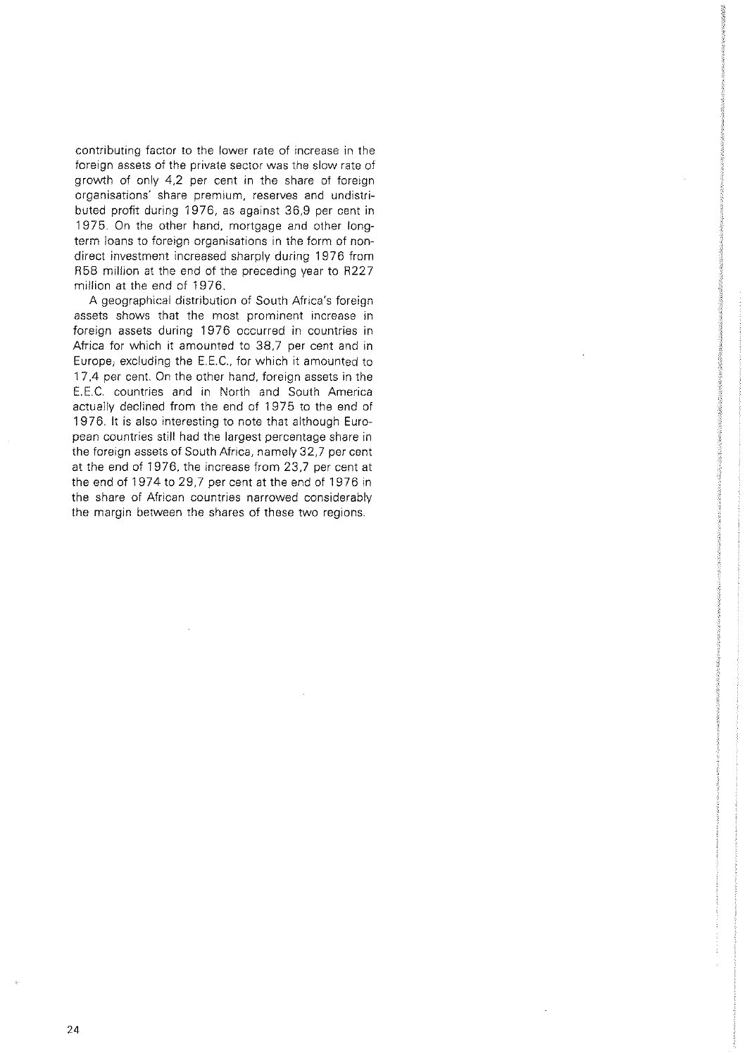contributing factor to the lower rate of increase in the foreign assets of the private sector was the slow rate of growth of only 4,2 per cent in the share of foreign organisations' share premium, reserves and undistributed profit during 1976, as against 36,9 per cent in 1975. On the other hand, mortgage and other long-term loans to foreign organisations in the form of non-direct investment increased sharply during 1976 from R58 million at the end of the preceding year to R227 million at the end of 1976.

A geographical distribution of South Africa's foreign assets shows that the most prominent increase in foreign assets during 1976 occurred in countries in Africa for which it amounted to 38,7 per cent and in Europe, excluding the E.E.C., for which it amounted to 17,4 per cent. On the other hand, foreign assets in the E.E.C. countries and in North and South America actually declined from the end of 1975 to the end of 1976. It is also interesting to note that although European countries still had the largest percentage share in the foreign assets of South Africa, namely 32,7 per cent at the end of 1976, the increase from 23,7 per cent at the end of 1974 to 29,7 per cent at the end of 1976 in the share of African countries narrowed considerably the margin between the shares of these two regions.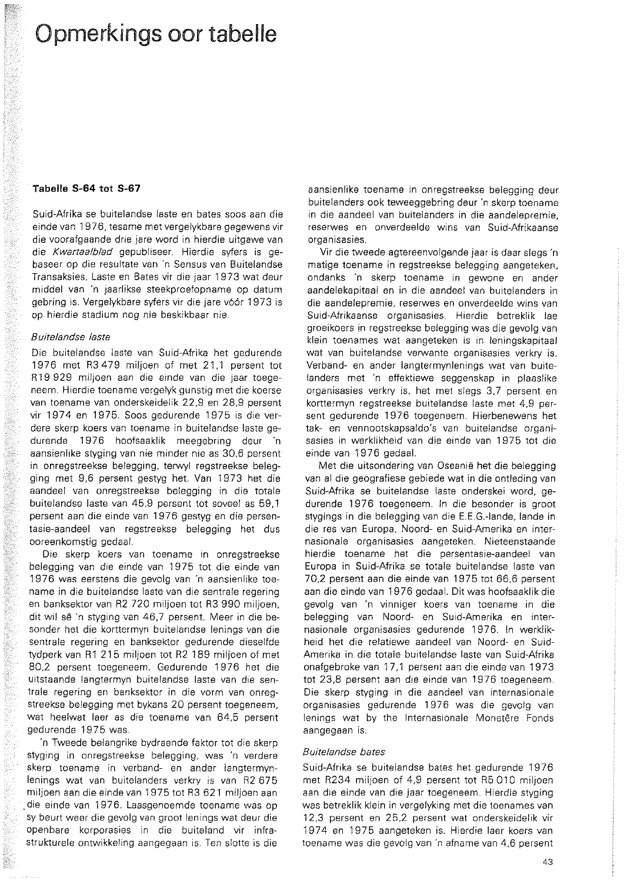# Opmerkings oor tabelle

**Tabelle S-64 tot S-67**

Suid-Afrika se buitelandse laste en bates soos aan die einde van 1976, tesame met vergelykbare gegewens vir die voorafgaande drie jare word in hierdie uitgawe van die *Kwartaalblad* gepubliseer. Hierdie syfers is gebaseer op die resultate van 'n Sensus van Buitelandse Transaksies, Laste en Bates vir die jaar 1973 wat deur middel van 'n jaarlikse steekproefopname op datum gebring is. Vergelykbare syfers vir die jare vóór 1973 is op hierdie stadium nog nie beskikbaar nie.

*Buitelandse laste*

Die buitelandse laste van Suid-Afrika het gedurende 1976 met R3 479 miljoen of met 21,1 persent tot R19 929 miljoen aan die einde van die jaar toegeneem. Hierdie toename vergelyk gunstig met die koerse van toename van onderskeidelik 22,9 en 28,9 persent vir 1974 en 1975. Soos gedurende 1975 is die verdere skerp koers van toename in buitelandse laste gedurende 1976 hoofsaaklik meegebring deur 'n aansienlike styging van nie minder nie as 30,6 persent in onregstreekse belegging, terwyl regstreekse belegging met 9,6 persent gestyg het. Van 1973 het die aandeel van onregstreekse belegging in die totale buitelandse laste van 45,9 persent tot soveel as 59,1 persent aan die einde van 1976 gestyg en die persentasie-aandeel van regstreekse belegging het dus ooreenkomstig gedaal.

Die skerp koers van toename in onregstreekse belegging van die einde van 1975 tot die einde van 1976 was eerstens die gevolg van 'n aansienlike toename in die buitelandse laste van die sentrale regering en banksektor van R2 720 miljoen tot R3 990 miljoen, dit wil sê 'n styging van 46,7 persent. Meer in die besonder het die korttermyn buitelandse lenings van die sentrale regering en banksektor gedurende dieselfde tydperk van R1 215 miljoen tot R2 189 miljoen of met 80,2 persent toegeneem. Gedurende 1976 het die uitstaande langtermyn buitelandse laste van die sentrale regering en banksektor in die vorm van onregstreekse belegging met bykans 20 persent toegeneem, wat heelwat laer as die toename van 64,5 persent gedurende 1975 was.

'n Tweede belangrike bydraende faktor tot die skerp styging in onregstreekse belegging, was 'n verdere skerp toename in verband- en ander langtermynlenings wat van buitelanders verkry is van R2 675 miljoen aan die einde van 1975 tot R3 621 miljoen aan die einde van 1976. Laasgenoemde toename was op sy beurt weer die gevolg van groot lenings wat deur die openbare korporasies in die buiteland vir infrastrukturele ontwikkeling aangegaan is. Ten slotte is die aansienlike toename in onregstreekse belegging deur buitelanders ook teweeggebring deur 'n skerp toename in die aandeel van buitelanders in die aandelepremie, reserwes en onverdeelde wins van Suid-Afrikaanse organisasies.

Vir die tweede agtereenvolgende jaar is daar slegs 'n matige toename in regstreekse belegging aangeteken, ondanks 'n skerp toename in gewone en ander aandelekapitaal en in die aandeel van buitelanders in die aandelepremie, reserwes en onverdeelde wins van Suid-Afrikaanse organisasies. Hierdie betreklik lae groeikoers in regstreekse belegging was die gevolg van klein toenames wat aangeteken is in leningskapitaal wat van buitelandse verwante organisasies verkry is. Verband- en ander langtermynlenings wat van buitelanders met 'n effektiewe seggenskap in plaaslike organisasies verkry is, het met slegs 3,7 persent en korttermyn regstreekse buitelandse laste met 4,9 persent gedurende 1976 toegeneem. Hierbenewens het tak- en vennootskapsaldo's van buitelandse organisasies in werklikheid van die einde van 1975 tot die einde van 1976 gedaal.

Met die uitsondering van Oseanië het die belegging van al die geografiese gebiede wat in die ontleding van Suid-Afrika se buitelandse laste onderskei word, gedurende 1976 toegeneem. In die besonder is groot stygings in die belegging van die E.E.G.-lande, lande in die res van Europa, Noord- en Suid-Amerika en internasionale organisasies aangeteken. Nieteenstaande hierdie toename het die persentasie-aandeel van Europa in Suid-Afrika se totale buitelandse laste van 70,2 persent aan die einde van 1975 tot 66,6 persent aan die einde van 1976 gedaal. Dit was hoofsaaklik die gevolg van 'n vinniger koers van toename in die belegging van Noord- en Suid-Amerika en internasionale organisasies gedurende 1976. In werklikheid het die relatiewe aandeel van Noord- en Suid-Amerika in die totale buitelandse laste van Suid-Afrika onafgebroke van 17,1 persent aan die einde van 1973 tot 23,8 persent aan die einde van 1976 toegeneem. Die skerp styging in die aandeel van internasionale organisasies gedurende 1976 was die gevolg van lenings wat by the Internasionale Monetêre Fonds aangegaan is.

*Buitelandse bates*

Suid-Afrika se buitelandse bates het gedurende 1976 met R234 miljoen of 4,9 persent tot R5 010 miljoen aan die einde van die jaar toegeneem. Hierdie styging was betreklik klein in vergelyking met die toenames van 12,3 persent en 25,2 persent wat onderskeidelik vir 1974 en 1975 aangeteken is. Hierdie laer koers van toename was die gevolg van 'n afname van 4,6 persent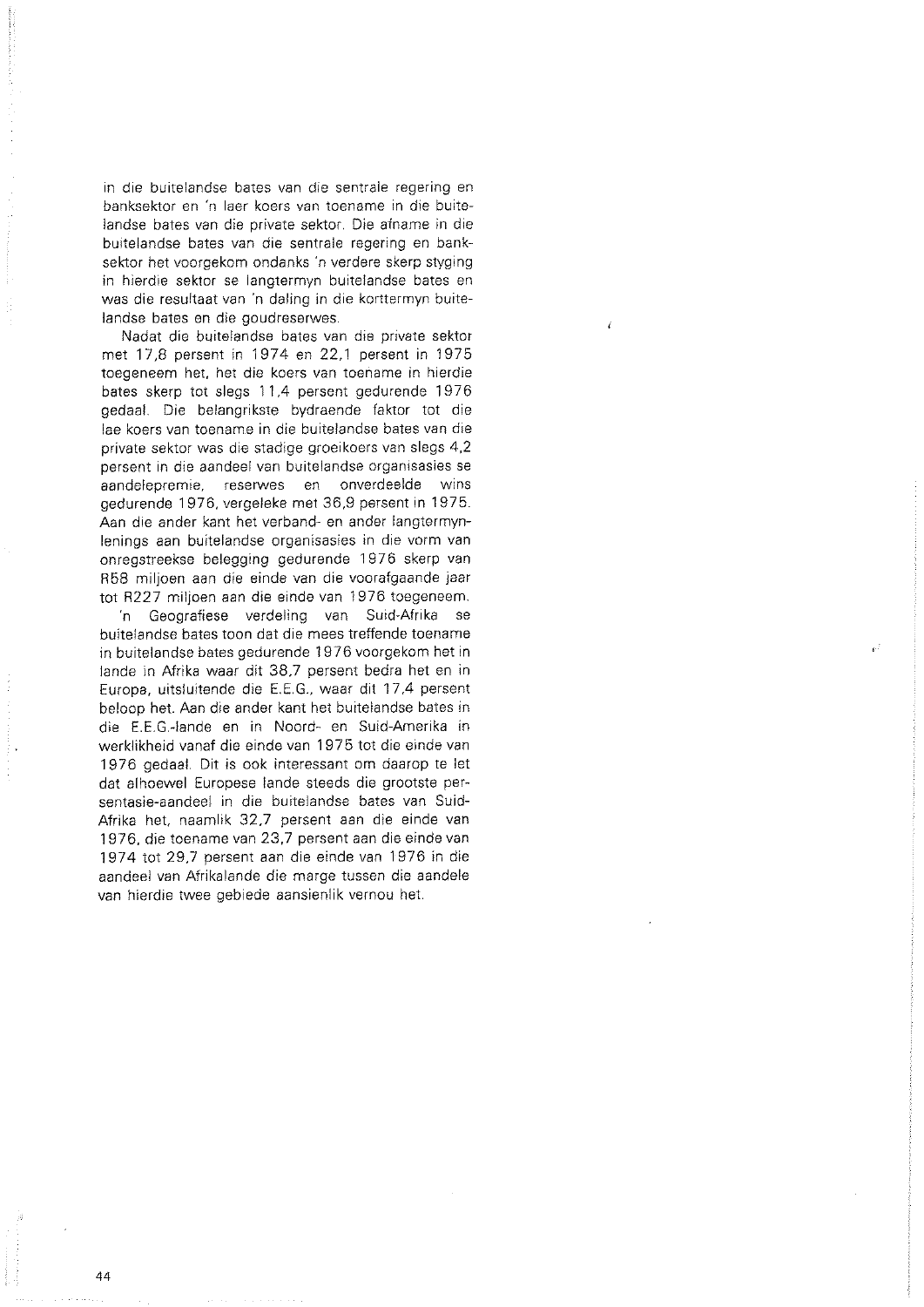in die buitelandse bates van die sentrale regering en banksektor en 'n laer koers van toename in die buitelandse bates van die private sektor. Die afname in die buitelandse bates van die sentrale regering en banksektor het voorgekom ondanks 'n verdere skerp styging in hierdie sektor se langtermyn buitelandse bates en was die resultaat van 'n daling in die korttermyn buitelandse bates en die goudreserwes.

Nadat die buitelandse bates van die private sektor met 17,8 persent in 1974 en 22,1 persent in 1975 toegeneem het, het die koers van toename in hierdie bates skerp tot slegs 11,4 persent gedurende 1976 gedaal. Die belangrikste bydraende faktor tot die lae koers van toename in die buitelandse bates van die private sektor was die stadige groeikoers van slegs 4,2 persent in die aandeel van buitelandse organisasies se aandelepremie, reserwes en onverdeelde wins gedurende 1976, vergeleke met 36,9 persent in 1975. Aan die ander kant het verband- en ander langtermynlenings aan buitelandse organisasies in die vorm van onregstreekse belegging gedurende 1976 skerp van R58 miljoen aan die einde van die voorafgaande jaar tot R227 miljoen aan die einde van 1976 toegeneem.

'n Geografiese verdeling van Suid-Afrika se buitelandse bates toon dat die mees treffende toename in buitelandse bates gedurende 1976 voorgekom het in lande in Afrika waar dit 38,7 persent bedra het en in Europa, uitsluitende die E.E.G., waar dit 17,4 persent beloop het. Aan die ander kant het buitelandse bates in die E.E.G.-lande en in Noord- en Suid-Amerika in werklikheid vanaf die einde van 1975 tot die einde van 1976 gedaal. Dit is ook interessant om daarop te let dat alhoewel Europese lande steeds die grootste persentasie-aandeel in die buitelandse bates van Suid-Afrika het, naamlik 32,7 persent aan die einde van 1976, die toename van 23,7 persent aan die einde van 1974 tot 29,7 persent aan die einde van 1976 in die aandeel van Afrikalande die marge tussen die aandele van hierdie twee gebiede aansienlik vernou het.